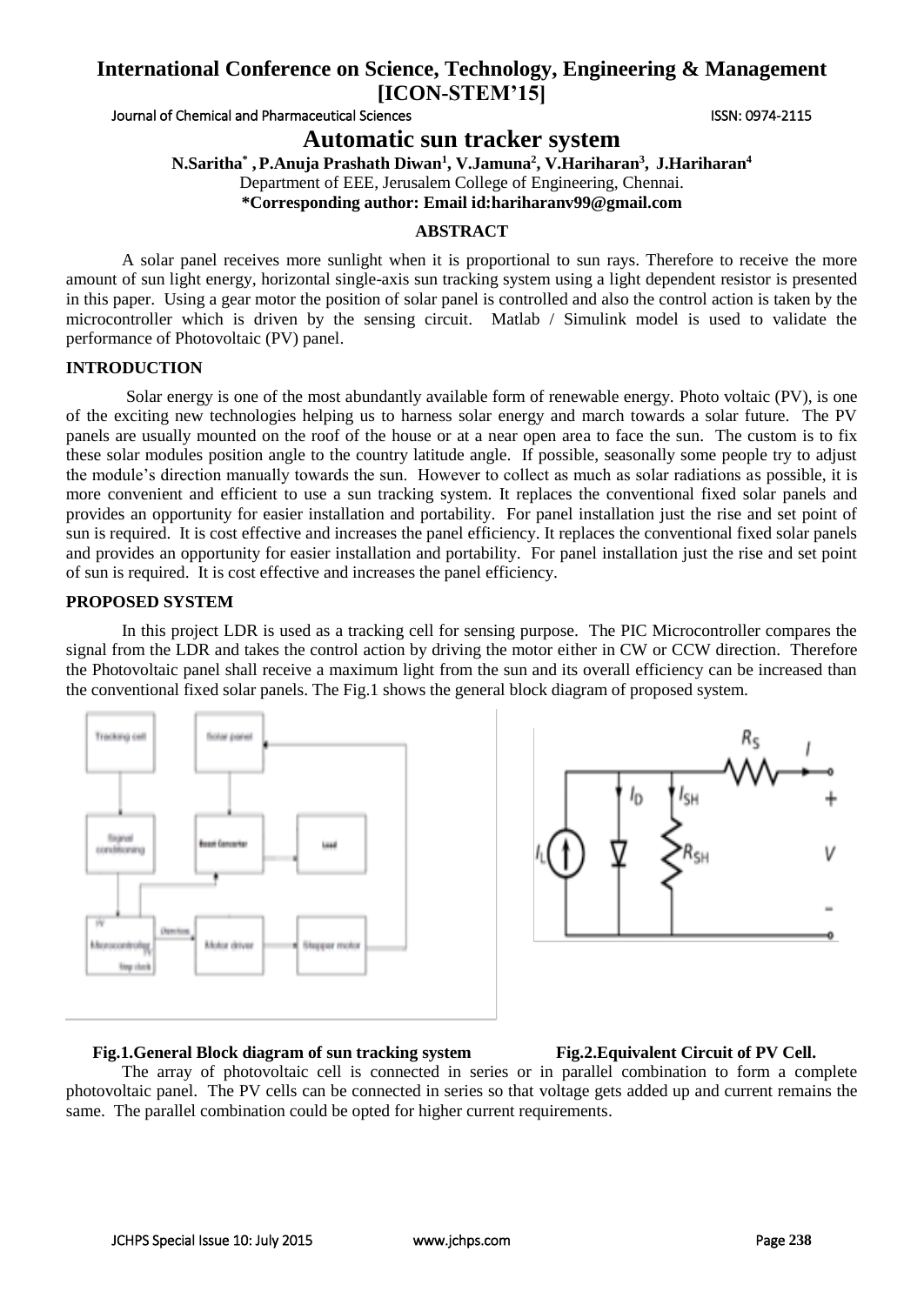# Automatic sun tracker system

**N.Saritha\*, P.Anuja Prashath Diwan[1], V.Jamuna[2], V.Hariharan[3], J.Hariharan[4]**

Department of EEE, Jerusalem College of Engineering, Chennai.

**\*Corresponding author: Email id:hariharanv99@gmail.com**

## ABSTRACT

A solar panel receives more sunlight when it is proportional to sun rays. Therefore to receive the more amount of sun light energy, horizontal single-axis sun tracking system using a light dependent resistor is presented in this paper. Using a gear motor the position of solar panel is controlled and also the control action is taken by the microcontroller which is driven by the sensing circuit. Matlab / Simulink model is used to validate the performance of Photovoltaic (PV) panel.

## INTRODUCTION

Solar energy is one of the most abundantly available form of renewable energy. Photo voltaic (PV), is one of the exciting new technologies helping us to harness solar energy and march towards a solar future. The PV panels are usually mounted on the roof of the house or at a near open area to face the sun. The custom is to fix these solar modules position angle to the country latitude angle. If possible, seasonally some people try to adjust the module's direction manually towards the sun. However to collect as much as solar radiations as possible, it is more convenient and efficient to use a sun tracking system. It replaces the conventional fixed solar panels and provides an opportunity for easier installation and portability. For panel installation just the rise and set point of sun is required. It is cost effective and increases the panel efficiency. It replaces the conventional fixed solar panels and provides an opportunity for easier installation and portability. For panel installation just the rise and set point of sun is required. It is cost effective and increases the panel efficiency.

## PROPOSED SYSTEM

In this project LDR is used as a tracking cell for sensing purpose. The PIC Microcontroller compares the signal from the LDR and takes the control action by driving the motor either in CW or CCW direction. Therefore the Photovoltaic panel shall receive a maximum light from the sun and its overall efficiency can be increased than the conventional fixed solar panels. The Fig.1 shows the general block diagram of proposed system.

**Fig.1.General Block diagram of sun tracking system**

**Fig.2.Equivalent Circuit of PV Cell.**

The array of photovoltaic cell is connected in series or in parallel combination to form a complete photovoltaic panel. The PV cells can be connected in series so that voltage gets added up and current remains the same. The parallel combination could be opted for higher current requirements.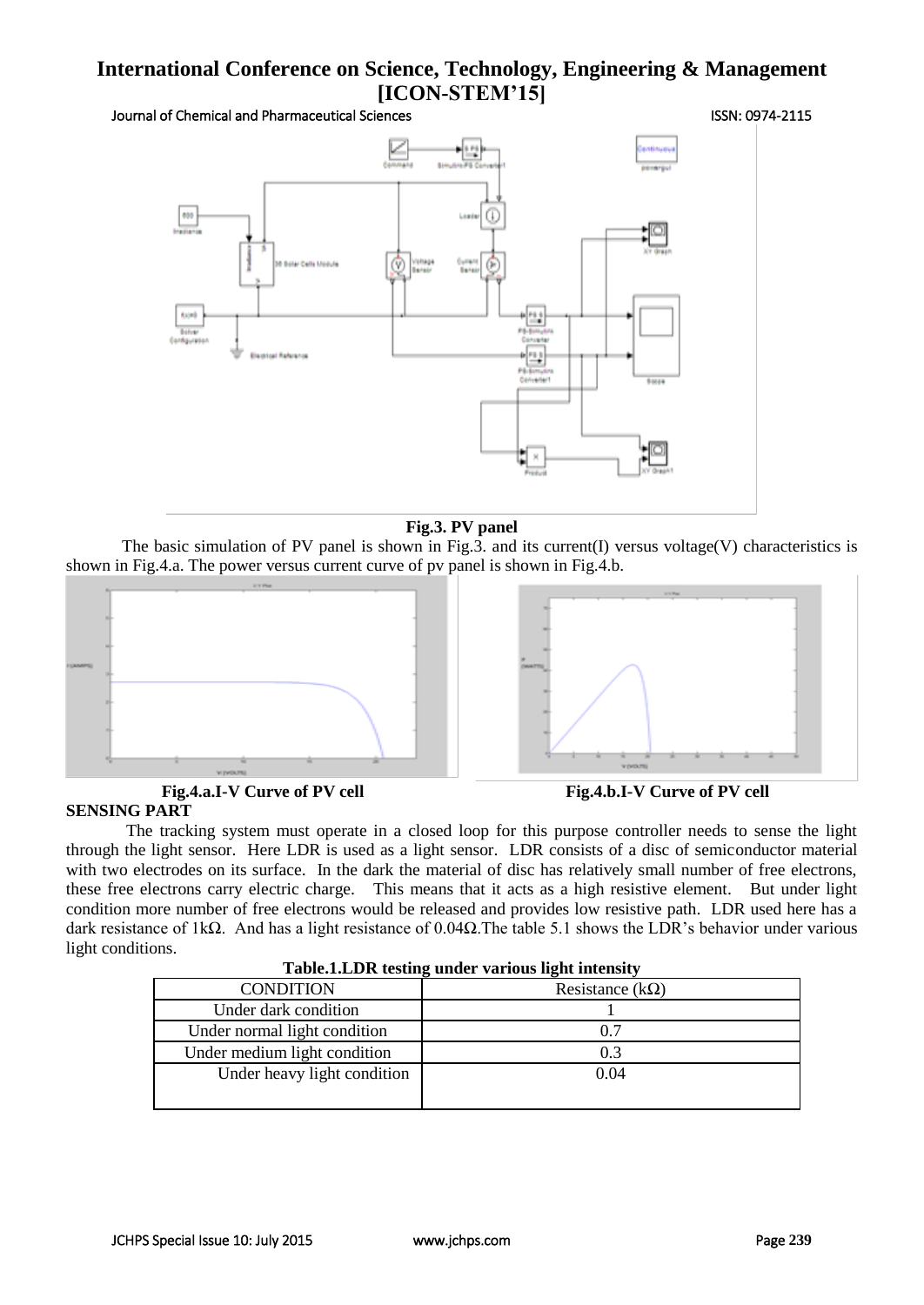**Fig.3. PV panel**

The basic simulation of PV panel is shown in Fig.3. and its current(I) versus voltage(V) characteristics is shown in Fig.4.a. The power versus current curve of pv panel is shown in Fig.4.b.

**Fig.4.a.I-V Curve of PV cell**

**Fig.4.b.I-V Curve of PV cell**

## SENSING PART

The tracking system must operate in a closed loop for this purpose controller needs to sense the light through the light sensor. Here LDR is used as a light sensor. LDR consists of a disc of semiconductor material with two electrodes on its surface. In the dark the material of disc has relatively small number of free electrons, these free electrons carry electric charge. This means that it acts as a high resistive element. But under light condition more number of free electrons would be released and provides low resistive path. LDR used here has a dark resistance of 1kΩ. And has a light resistance of 0.04Ω.The table 5.1 shows the LDR's behavior under various light conditions.

**Table.1.LDR testing under various light intensity**

| CONDITION | Resistance (kΩ) |
|---|---|
| Under dark condition | 1 |
| Under normal light condition | 0.7 |
| Under medium light condition | 0.3 |
| Under heavy light condition | 0.04 |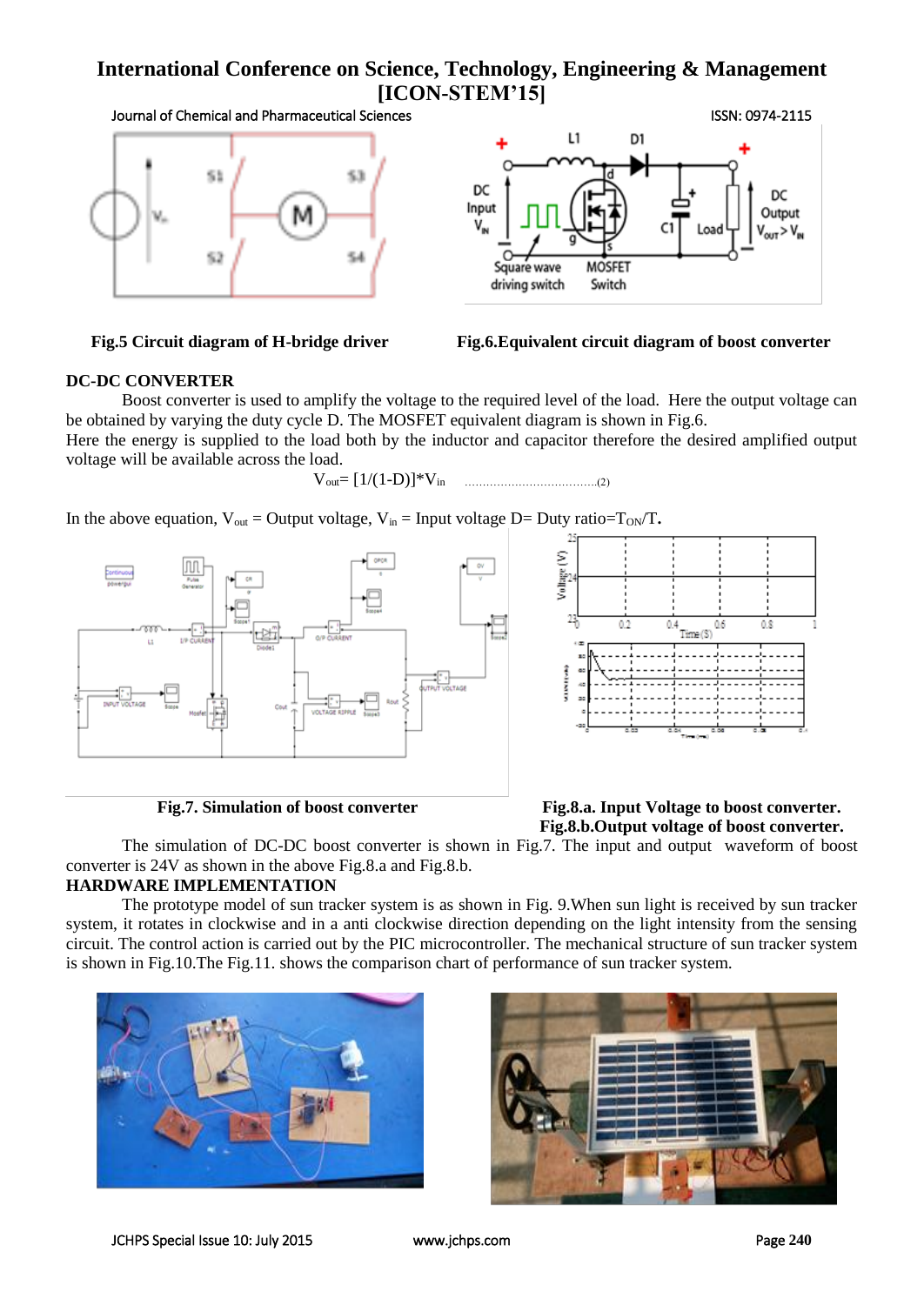Fig.5 Circuit diagram of H-bridge driver

Fig.6.Equivalent circuit diagram of boost converter

## DC-DC CONVERTER

Boost converter is used to amplify the voltage to the required level of the load. Here the output voltage can be obtained by varying the duty cycle D. The MOSFET equivalent diagram is shown in Fig.6.
Here the energy is supplied to the load both by the inductor and capacitor therefore the desired amplified output voltage will be available across the load.

$$V_{out}= [1/(1-D)]*V_{in} \quad \text{......................................(2)}$$

In the above equation, $V_{out}$ = Output voltage, $V_{in}$ = Input voltage D= Duty ratio=$T_{ON}/T$.

Fig.7. Simulation of boost converter

Fig.8.a. Input Voltage to boost converter.
Fig.8.b.Output voltage of boost converter.

The simulation of DC-DC boost converter is shown in Fig.7. The input and output waveform of boost converter is 24V as shown in the above Fig.8.a and Fig.8.b.

## HARDWARE IMPLEMENTATION

The prototype model of sun tracker system is as shown in Fig. 9.When sun light is received by sun tracker system, it rotates in clockwise and in a anti clockwise direction depending on the light intensity from the sensing circuit. The control action is carried out by the PIC microcontroller. The mechanical structure of sun tracker system is shown in Fig.10.The Fig.11. shows the comparison chart of performance of sun tracker system.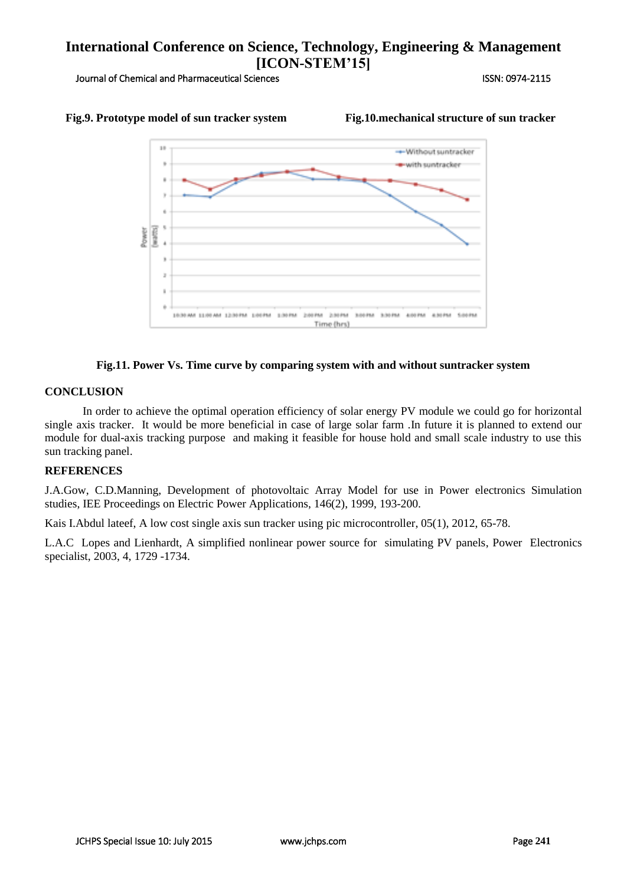**Fig.9. Prototype model of sun tracker system** **Fig.10.mechanical structure of sun tracker**

Without suntracker
with suntracker

Power (watts)

10
9
8
7
6
5
4
3
2
1
0

10:30 AM 11:00 AM 12:30 PM 1:00 PM 1:30 PM 2:00 PM 2:30 PM 3:00 PM 3:30 PM 4:00 PM 4:30 PM 5:00 PM

Time (hrs)

**Fig.11. Power Vs. Time curve by comparing system with and without suntracker system**

## CONCLUSION

In order to achieve the optimal operation efficiency of solar energy PV module we could go for horizontal single axis tracker. It would be more beneficial in case of large solar farm .In future it is planned to extend our module for dual-axis tracking purpose and making it feasible for house hold and small scale industry to use this sun tracking panel.

## REFERENCES

J.A.Gow, C.D.Manning, Development of photovoltaic Array Model for use in Power electronics Simulation studies, IEE Proceedings on Electric Power Applications, 146(2), 1999, 193-200.

Kais I.Abdul lateef, A low cost single axis sun tracker using pic microcontroller, 05(1), 2012, 65-78.

L.A.C Lopes and Lienhardt, A simplified nonlinear power source for simulating PV panels, Power Electronics specialist, 2003, 4, 1729 -1734.